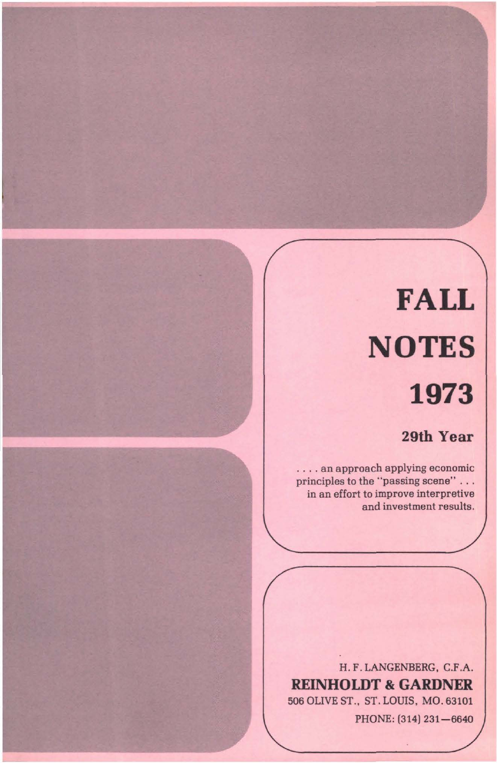# FALL NOTES 1973

## 29th Year

.... an approach applying economic principles to the "passing scene" ... in an effort to improve interpretive and investment results.

H. F. LANGENBERG, C.F.A.

**REINHOLDT & GARDNER**

506 OLIVE ST., ST. LOUIS, MO. 63101

PHONE: (314) 231—6640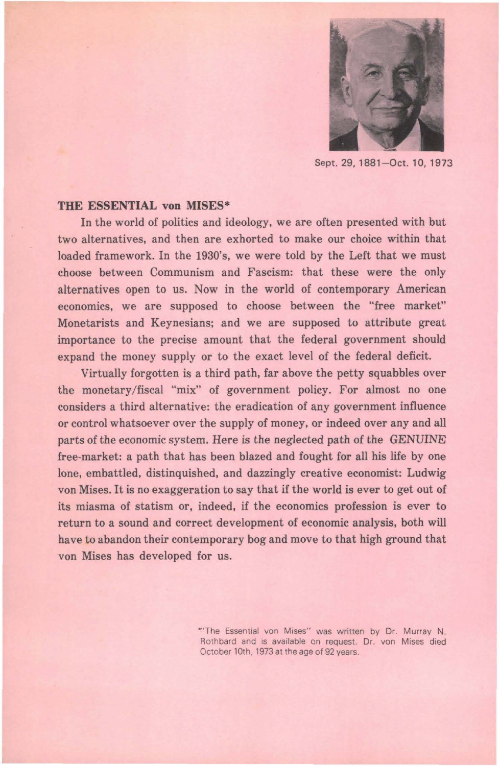Sept. 29, 1881—Oct. 10, 1973

**THE ESSENTIAL von MISES***

In the world of politics and ideology, we are often presented with but two alternatives, and then are exhorted to make our choice within that loaded framework. In the 1930's, we were told by the Left that we must choose between Communism and Fascism: that these were the only alternatives open to us. Now in the world of contemporary American economics, we are supposed to choose between the "free market" Monetarists and Keynesians; and we are supposed to attribute great importance to the precise amount that the federal government should expand the money supply or to the exact level of the federal deficit.

Virtually forgotten is a third path, far above the petty squabbles over the monetary/fiscal "mix" of government policy. For almost no one considers a third alternative: the eradication of any government influence or control whatsoever over the supply of money, or indeed over any and all parts of the economic system. Here is the neglected path of the GENUINE free-market: a path that has been blazed and fought for all his life by one lone, embattled, distinquished, and dazzlingly creative economist: Ludwig von Mises. It is no exaggeration to say that if the world is ever to get out of its miasma of statism or, indeed, if the economics profession is ever to return to a sound and correct development of economic analysis, both will have to abandon their contemporary bog and move to that high ground that von Mises has developed for us.

*"The Essential von Mises" was written by Dr. Murray N. Rothbard and is available on request. Dr. von Mises died October 10th, 1973 at the age of 92 years.